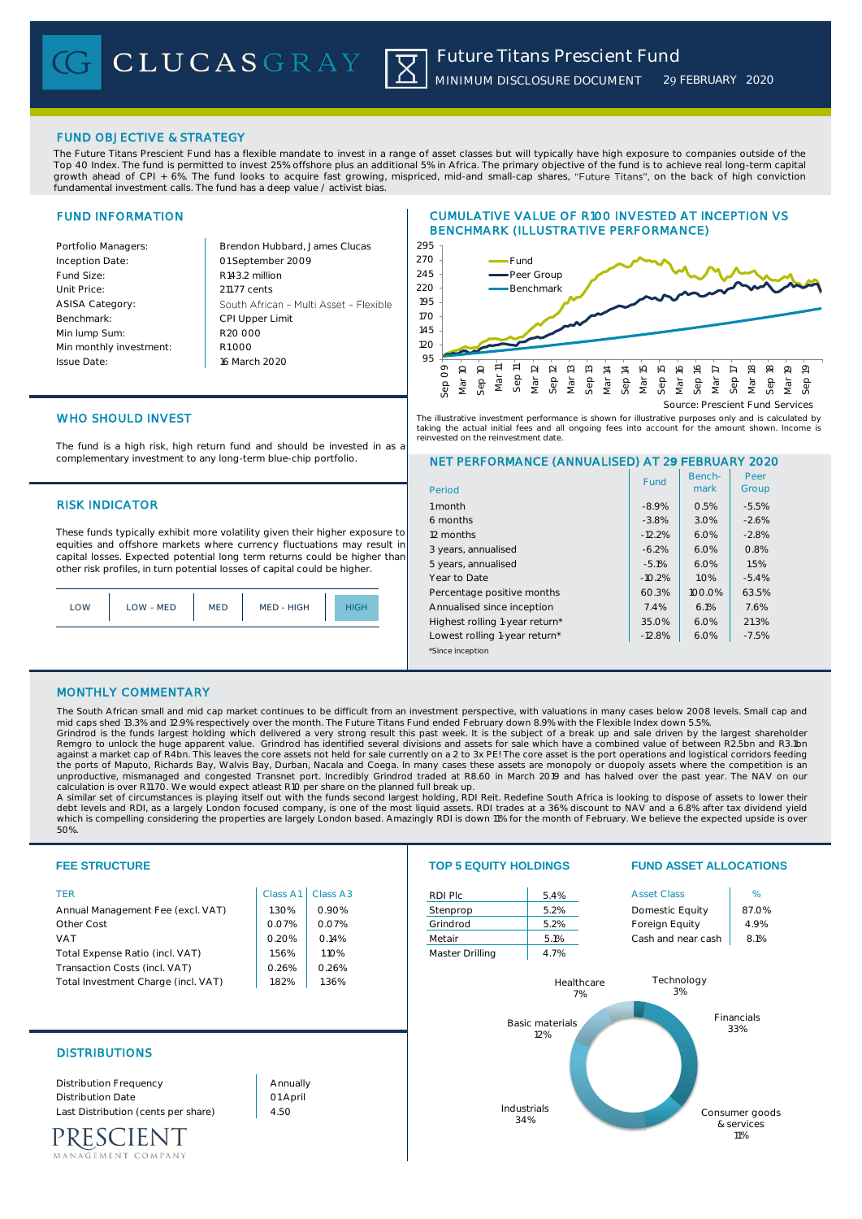# CLUCASGRAY

## Future Titans Prescient Fund

MINIMUM DISCLOSURE DOCUMENT 29 FEBRUARY 2020

## FUND OBJECTIVE & STRATEGY

The Future Titans Prescient Fund has a flexible mandate to invest in a range of asset classes but will typically have high exposure to companies outside of the Top 40 Index. The fund is permitted to invest 25% offshore plus an additional 5% in Africa. The primary objective of the fund is to achieve real long-term capital growth ahead of CPI + 6%. The fund looks to acquire fast growing, mispriced, mid-and small-cap shares, "Future Titans", on the back of high conviction fundamental investment calls. The fund has a deep value / activist bias.

## FUND INFORMATION

| | |
|---|---|
| Portfolio Managers: | Brendon Hubbard, James Clucas |
| Inception Date: | 01 September 2009 |
| Fund Size: | R143.2 million |
| Unit Price: | 211.77 cents |
| ASISA Category: | South African – Multi Asset – Flexible |
| Benchmark: | CPI Upper Limit |
| Min lump Sum: | R20 000 |
| Min monthly investment: | R1 000 |
| Issue Date: | 16 March 2020 |

## CUMULATIVE VALUE OF R100 INVESTED AT INCEPTION VS BENCHMARK (ILLUSTRATIVE PERFORMANCE)

Source: Prescient Fund Services

The illustrative investment performance is shown for illustrative purposes only and is calculated by taking the actual initial fees and all ongoing fees into account for the amount shown. Income is reinvested on the reinvestment date.

## WHO SHOULD INVEST

The fund is a high risk, high return fund and should be invested in as a complementary investment to any long-term blue-chip portfolio.

## RISK INDICATOR

These funds typically exhibit more volatility given their higher exposure to equities and offshore markets where currency fluctuations may result in capital losses. Expected potential long term returns could be higher than other risk profiles, in turn potential losses of capital could be higher.

| LOW | LOW - MED | MED | MED - HIGH | **HIGH** |
|---|---|---|---|---|

## NET PERFORMANCE (ANNUALISED) AT 29 FEBRUARY 2020

| Period | Fund | Bench-mark | Peer Group |
|---|---|---|---|
| 1 month | -8.9% | 0.5% | -5.5% |
| 6 months | -3.8% | 3.0% | -2.6% |
| 12 months | -12.2% | 6.0% | -2.8% |
| 3 years, annualised | -6.2% | 6.0% | 0.8% |
| 5 years, annualised | -5.1% | 6.0% | 1.5% |
| Year to Date | -10.2% | 1.0% | -5.4% |
| Percentage positive months | 60.3% | 100.0% | 63.5% |
| Annualised since inception | 7.4% | 6.1% | 7.6% |
| Highest rolling 1-year return* | 35.0% | 6.0% | 21.3% |
| Lowest rolling 1-year return* | -12.8% | 6.0% | -7.5% |

*Since inception

## MONTHLY COMMENTARY

The South African small and mid cap market continues to be difficult from an investment perspective, with valuations in many cases below 2008 levels. Small cap and mid caps shed 13.3% and 12.9% respectively over the month. The Future Titans Fund ended February down 8.9% with the Flexible Index down 5.5%.

Grindrod is the funds largest holding which delivered a very strong result this past week. It is the subject of a break up and sale driven by the largest shareholder Remgro to unlock the huge apparent value. Grindrod has identified several divisions and assets for sale which have a combined value of between R2.5bn and R3.1bn against a market cap of R4bn. This leaves the core assets not held for sale currently on a 2 to 3x PE! The core asset is the port operations and logistical corridors feeding the ports of Maputo, Richards Bay, Walvis Bay, Durban, Nacala and Coega. In many cases these assets are monopoly or duopoly assets where the competition is an unproductive, mismanaged and congested Transnet port. Incredibly Grindrod traded at R8.60 in March 2019 and has halved over the past year. The NAV on our calculation is over R11.70. We would expect atleast R10 per share on the planned full break up.

A similar set of circumstances is playing itself out with the funds second largest holding, RDI Reit. Redefine South Africa is looking to dispose of assets to lower their debt levels and RDI, as a largely London focused company, is one of the most liquid assets. RDI trades at a 36% discount to NAV and a 6.8% after tax dividend yield which is compelling considering the properties are largely London based. Amazingly RDI is down 11% for the month of February. We believe the expected upside is over 50%.

## FEE STRUCTURE

| TER | Class A1 | Class A3 |
|---|---|---|
| Annual Management Fee (excl. VAT) | 1.30% | 0.90% |
| Other Cost | 0.07% | 0.07% |
| VAT | 0.20% | 0.14% |
| Total Expense Ratio (incl. VAT) | 1.56% | 1.10% |
| Transaction Costs (incl. VAT) | 0.26% | 0.26% |
| Total Investment Charge (incl. VAT) | 1.82% | 1.36% |

## TOP 5 EQUITY HOLDINGS

| | |
|---|---|
| RDI Plc | 5.4% |
| Stenprop | 5.2% |
| Grindrod | 5.2% |
| Metair | 5.1% |
| Master Drilling | 4.7% |

## FUND ASSET ALLOCATIONS

| Asset Class | % |
|---|---|
| Domestic Equity | 87.0% |
| Foreign Equity | 4.9% |
| Cash and near cash | 8.1% |

Financials 33%, Industrials 34%, Basic materials 12%, Consumer goods & services 11%, Healthcare 7%, Technology 3%

## DISTRIBUTIONS

| | |
|---|---|
| Distribution Frequency | Annually |
| Distribution Date | 01 April |
| Last Distribution (cents per share) | 4.50 |

PRESCIENT MANAGEMENT COMPANY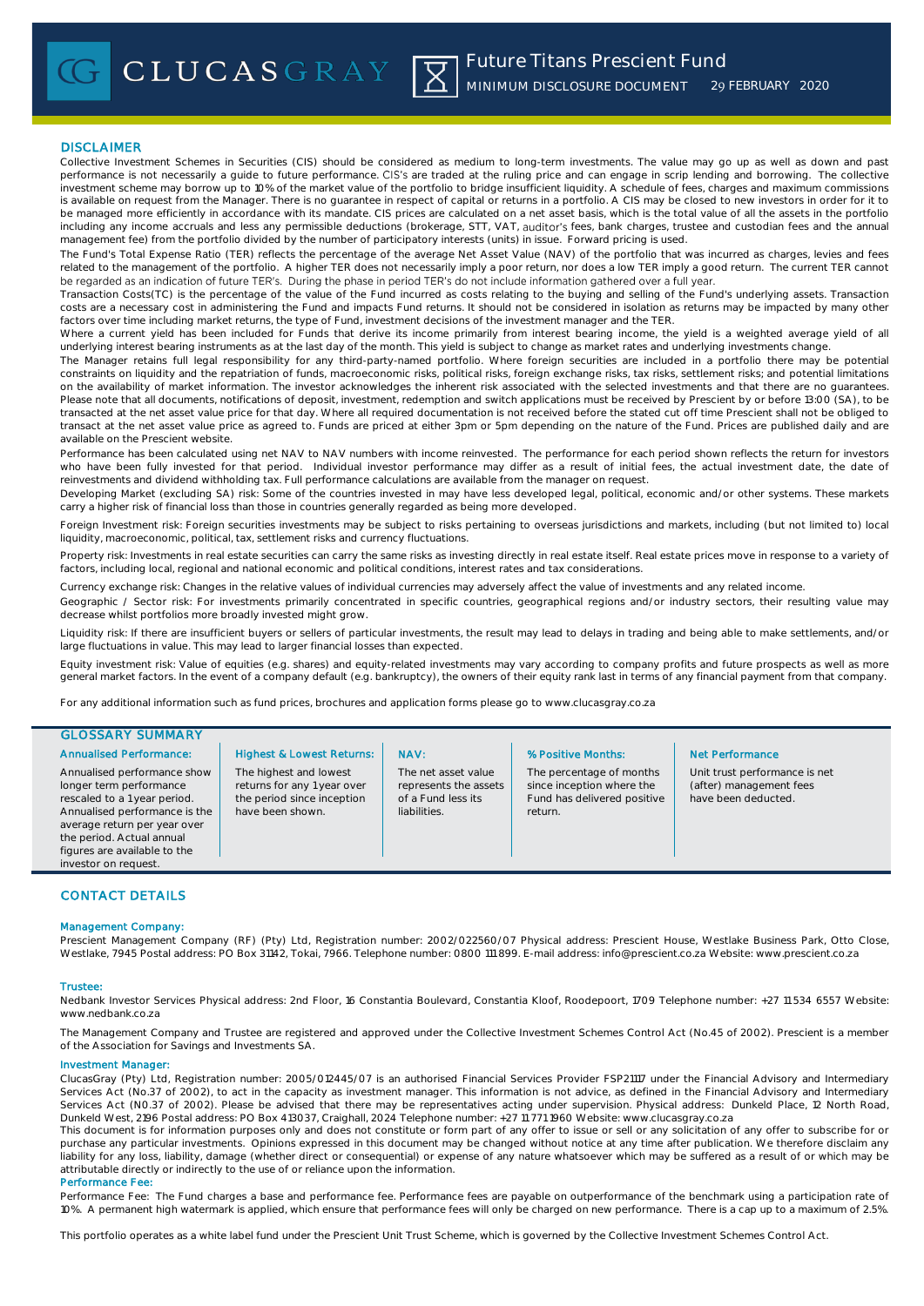# DISCLAIMER

Collective Investment Schemes in Securities (CIS) should be considered as medium to long-term investments. The value may go up as well as down and past performance is not necessarily a guide to future performance. CIS's are traded at the ruling price and can engage in scrip lending and borrowing. The collective investment scheme may borrow up to 10% of the market value of the portfolio to bridge insufficient liquidity. A schedule of fees, charges and maximum commissions is available on request from the Manager. There is no guarantee in respect of capital or returns in a portfolio. A CIS may be closed to new investors in order for it to be managed more efficiently in accordance with its mandate. CIS prices are calculated on a net asset basis, which is the total value of all the assets in the portfolio including any income accruals and less any permissible deductions (brokerage, STT, VAT, auditor's fees, bank charges, trustee and custodian fees and the annual management fee) from the portfolio divided by the number of participatory interests (units) in issue. Forward pricing is used.

The Fund's Total Expense Ratio (TER) reflects the percentage of the average Net Asset Value (NAV) of the portfolio that was incurred as charges, levies and fees related to the management of the portfolio. A higher TER does not necessarily imply a poor return, nor does a low TER imply a good return. The current TER cannot be regarded as an indication of future TER's. During the phase in period TER's do not include information gathered over a full year.

Transaction Costs(TC) is the percentage of the value of the Fund incurred as costs relating to the buying and selling of the Fund's underlying assets. Transaction costs are a necessary cost in administering the Fund and impacts Fund returns. It should not be considered in isolation as returns may be impacted by many other factors over time including market returns, the type of Fund, investment decisions of the investment manager and the TER.

Where a current yield has been included for Funds that derive its income primarily from interest bearing income, the yield is a weighted average yield of all underlying interest bearing instruments as at the last day of the month. This yield is subject to change as market rates and underlying investments change.

The Manager retains full legal responsibility for any third-party-named portfolio. Where foreign securities are included in a portfolio there may be potential constraints on liquidity and the repatriation of funds, macroeconomic risks, political risks, foreign exchange risks, tax risks, settlement risks; and potential limitations on the availability of market information. The investor acknowledges the inherent risk associated with the selected investments and that there are no guarantees. Please note that all documents, notifications of deposit, investment, redemption and switch applications must be received by Prescient by or before 13:00 (SA), to be transacted at the net asset value price for that day. Where all required documentation is not received before the stated cut off time Prescient shall not be obliged to transact at the net asset value price as agreed to. Funds are priced at either 3pm or 5pm depending on the nature of the Fund. Prices are published daily and are available on the Prescient website.

Performance has been calculated using net NAV to NAV numbers with income reinvested. The performance for each period shown reflects the return for investors who have been fully invested for that period. Individual investor performance may differ as a result of initial fees, the actual investment date, the date of reinvestments and dividend withholding tax. Full performance calculations are available from the manager on request.

Developing Market (excluding SA) risk: Some of the countries invested in may have less developed legal, political, economic and/or other systems. These markets carry a higher risk of financial loss than those in countries generally regarded as being more developed.

Foreign Investment risk: Foreign securities investments may be subject to risks pertaining to overseas jurisdictions and markets, including (but not limited to) local liquidity, macroeconomic, political, tax, settlement risks and currency fluctuations.

Property risk: Investments in real estate securities can carry the same risks as investing directly in real estate itself. Real estate prices move in response to a variety of factors, including local, regional and national economic and political conditions, interest rates and tax considerations.

Currency exchange risk: Changes in the relative values of individual currencies may adversely affect the value of investments and any related income.

Geographic / Sector risk: For investments primarily concentrated in specific countries, geographical regions and/or industry sectors, their resulting value may decrease whilst portfolios more broadly invested might grow.

Liquidity risk: If there are insufficient buyers or sellers of particular investments, the result may lead to delays in trading and being able to make settlements, and/or large fluctuations in value. This may lead to larger financial losses than expected.

Equity investment risk: Value of equities (e.g. shares) and equity-related investments may vary according to company profits and future prospects as well as more general market factors. In the event of a company default (e.g. bankruptcy), the owners of their equity rank last in terms of any financial payment from that company.

For any additional information such as fund prices, brochures and application forms please go to www.clucasgray.co.za

# GLOSSARY SUMMARY

**Annualised Performance:** Annualised performance show longer term performance rescaled to a 1 year period. Annualised performance is the average return per year over the period. Actual annual figures are available to the investor on request.

**Highest & Lowest Returns:** The highest and lowest returns for any 1 year over the period since inception have been shown.

**NAV:** The net asset value represents the assets of a Fund less its liabilities.

**% Positive Months:** The percentage of months since inception where the Fund has delivered positive return.

**Net Performance:** Unit trust performance is net (after) management fees have been deducted.

# CONTACT DETAILS

## Management Company:

Prescient Management Company (RF) (Pty) Ltd, Registration number: 2002/022560/07 Physical address: Prescient House, Westlake Business Park, Otto Close, Westlake, 7945 Postal address: PO Box 31142, Tokai, 7966. Telephone number: 0800 111 899. E-mail address: info@prescient.co.za Website: www.prescient.co.za

## Trustee:

Nedbank Investor Services Physical address: 2nd Floor, 16 Constantia Boulevard, Constantia Kloof, Roodepoort, 1709 Telephone number: +27 11 534 6557 Website: www.nedbank.co.za

The Management Company and Trustee are registered and approved under the Collective Investment Schemes Control Act (No.45 of 2002). Prescient is a member of the Association for Savings and Investments SA.

## Investment Manager:

ClucasGray (Pty) Ltd, Registration number: 2005/012445/07 is an authorised Financial Services Provider FSP21117 under the Financial Advisory and Intermediary Services Act (No.37 of 2002), to act in the capacity as investment manager. This information is not advice, as defined in the Financial Advisory and Intermediary Services Act (N0.37 of 2002). Please be advised that there may be representatives acting under supervision. Physical address: Dunkeld Place, 12 North Road, Dunkeld West, 2196 Postal address: PO Box 413037, Craighall, 2024 Telephone number: +27 11 771 1960 Website: www.clucasgray.co.za

This document is for information purposes only and does not constitute or form part of any offer to issue or sell or any solicitation of any offer to subscribe for or purchase any particular investments. Opinions expressed in this document may be changed without notice at any time after publication. We therefore disclaim any liability for any loss, liability, damage (whether direct or consequential) or expense of any nature whatsoever which may be suffered as a result of or which may be attributable directly or indirectly to the use of or reliance upon the information.

## Performance Fee:

Performance Fee: The Fund charges a base and performance fee. Performance fees are payable on outperformance of the benchmark using a participation rate of 10%. A permanent high watermark is applied, which ensure that performance fees will only be charged on new performance. There is a cap up to a maximum of 2.5%.

This portfolio operates as a white label fund under the Prescient Unit Trust Scheme, which is governed by the Collective Investment Schemes Control Act.